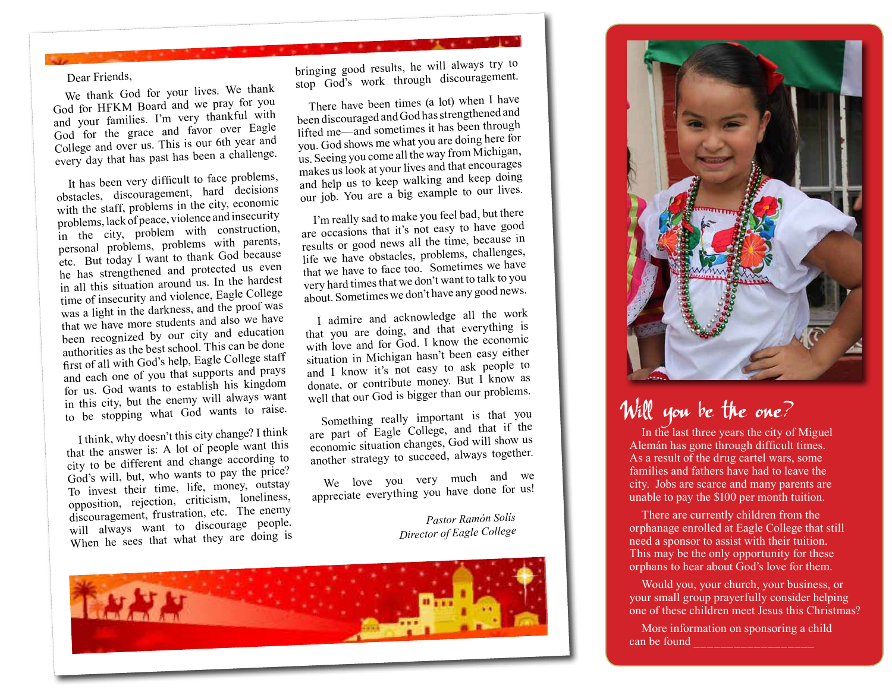Dear Friends,

We thank God for your lives. We thank God for HFKM Board and we pray for you and your families. I'm very thankful with God for the grace and favor over Eagle College and over us. This is our 6th year and every day that has past has been a challenge.

It has been very difficult to face problems, obstacles, discouragement, hard decisions with the staff, problems in the city, economic problems, lack of peace, violence and insecurity in the city, problem with construction, personal problems, problems with parents, etc. But today I want to thank God because he has strengthened and protected us even in all this situation around us. In the hardest time of insecurity and violence, Eagle College was a light in the darkness, and the proof was that we have more students and also we have been recognized by our city and education authorities as the best school. This can be done first of all with God's help, Eagle College staff and each one of you that supports and prays for us. God wants to establish his kingdom in this city, but the enemy will always want to be stopping what God wants to raise.

I think, why doesn't this city change? I think that the answer is: A lot of people want this city to be different and change according to God's will, but, who wants to pay the price? To invest their time, life, money, outstay opposition, rejection, criticism, loneliness, discouragement, frustration, etc. The enemy will always want to discourage people. When he sees that what they are doing is bringing good results, he will always try to stop God's work through discouragement.

There have been times (a lot) when I have been discouraged and God has strengthened and lifted me—and sometimes it has been through you. God shows me what you are doing here for us. Seeing you come all the way from Michigan, makes us look at your lives and that encourages and help us to keep walking and keep doing our job. You are a big example to our lives.

I'm really sad to make you feel bad, but there are occasions that it's not easy to have good results or good news all the time, because in life we have obstacles, problems, challenges, that we have to face too. Sometimes we have very hard times that we don't want to talk to you about. Sometimes we don't have any good news.

I admire and acknowledge all the work that you are doing, and that everything is with love and for God. I know the economic situation in Michigan hasn't been easy either and I know it's not easy to ask people to donate, or contribute money. But I know as well that our God is bigger than our problems.

Something really important is that you are part of Eagle College, and that if the economic situation changes, God will show us another strategy to succeed, always together.

We love you very much and we appreciate everything you have done for us!

*Pastor Ramón Solís*
*Director of Eagle College*

## Will you be the one?

In the last three years the city of Miguel Alemán has gone through difficult times. As a result of the drug cartel wars, some families and fathers have had to leave the city. Jobs are scarce and many parents are unable to pay the $100 per month tuition.

There are currently children from the orphanage enrolled at Eagle College that still need a sponsor to assist with their tuition. This may be the only opportunity for these orphans to hear about God's love for them.

Would you, your church, your business, or your small group prayerfully consider helping one of these children meet Jesus this Christmas?

More information on sponsoring a child can be found ___________________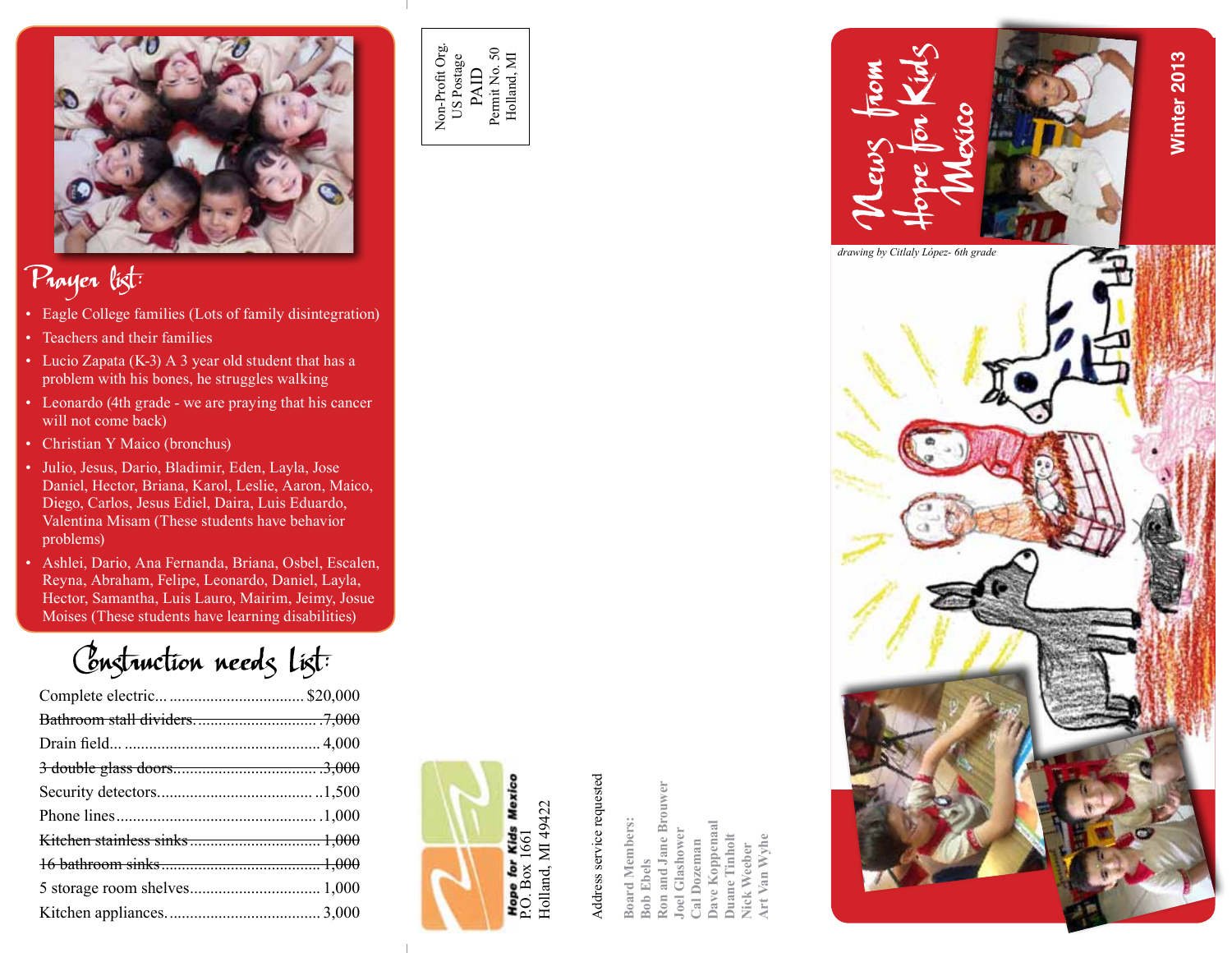## Prayer list:

- Eagle College families (Lots of family disintegration)
- Teachers and their families
- Lucio Zapata (K-3) A 3 year old student that has a problem with his bones, he struggles walking
- Leonardo (4th grade - we are praying that his cancer will not come back)
- Christian Y Maico (bronchus)
- Julio, Jesus, Dario, Bladimir, Eden, Layla, Jose Daniel, Hector, Briana, Karol, Leslie, Aaron, Maico, Diego, Carlos, Jesus Ediel, Daira, Luis Eduardo, Valentina Misam (These students have behavior problems)
- Ashlei, Dario, Ana Fernanda, Briana, Osbel, Escalen, Reyna, Abraham, Felipe, Leonardo, Daniel, Layla, Hector, Samantha, Luis Lauro, Mairim, Jeimy, Josue Moises (These students have learning disabilities)

## Construction needs list:

| | |
|---|---|
| Complete electric... | $20,000 |
| ~~Bathroom stall dividers~~ | ~~7,000~~ |
| Drain field... | 4,000 |
| ~~3 double glass doors~~ | ~~3,000~~ |
| Security detectors | 1,500 |
| Phone lines | 1,000 |
| ~~Kitchen stainless sinks~~ | ~~1,000~~ |
| ~~16 bathroom sinks~~ | ~~1,000~~ |
| 5 storage room shelves | 1,000 |
| Kitchen appliances | 3,000 |

Non-Profit Org.
US Postage
PAID
Permit No. 50
Holland, MI

**Hope for Kids Mexico**
P.O. Box 1661
Holland, MI 49422

Address service requested

**Board Members:**
**Bob Ebels**
**Ron and Jane Brouwer**
**Joel Glashower**
**Cal Dozeman**
**Dave Koppenaal**
**Duane Tinholt**
**Nick Weeber**
**Art Van Wyhe**

# News from Hope for Kids Mexico

**Winter 2013**

*drawing by Citlaly López- 6th grade*